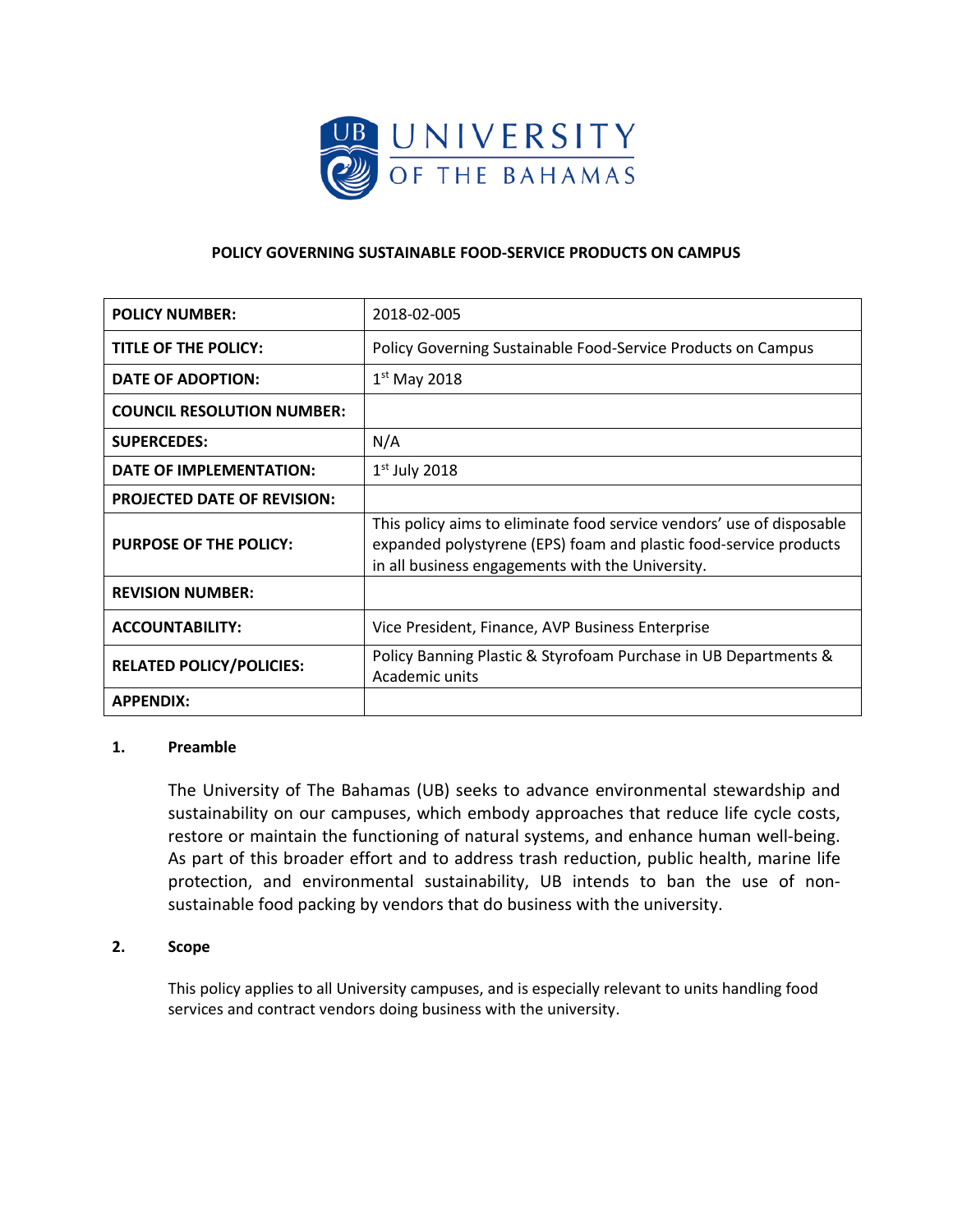UNIVERSITY OF THE BAHAMAS

# POLICY GOVERNING SUSTAINABLE FOOD-SERVICE PRODUCTS ON CAMPUS

| | |
|---|---|
| **POLICY NUMBER:** | 2018-02-005 |
| **TITLE OF THE POLICY:** | Policy Governing Sustainable Food-Service Products on Campus |
| **DATE OF ADOPTION:** | 1st May 2018 |
| **COUNCIL RESOLUTION NUMBER:** | |
| **SUPERCEDES:** | N/A |
| **DATE OF IMPLEMENTATION:** | 1st July 2018 |
| **PROJECTED DATE OF REVISION:** | |
| **PURPOSE OF THE POLICY:** | This policy aims to eliminate food service vendors' use of disposable expanded polystyrene (EPS) foam and plastic food-service products in all business engagements with the University. |
| **REVISION NUMBER:** | |
| **ACCOUNTABILITY:** | Vice President, Finance, AVP Business Enterprise |
| **RELATED POLICY/POLICIES:** | Policy Banning Plastic & Styrofoam Purchase in UB Departments & Academic units |
| **APPENDIX:** | |

## 1. Preamble

The University of The Bahamas (UB) seeks to advance environmental stewardship and sustainability on our campuses, which embody approaches that reduce life cycle costs, restore or maintain the functioning of natural systems, and enhance human well-being. As part of this broader effort and to address trash reduction, public health, marine life protection, and environmental sustainability, UB intends to ban the use of non-sustainable food packing by vendors that do business with the university.

## 2. Scope

This policy applies to all University campuses, and is especially relevant to units handling food services and contract vendors doing business with the university.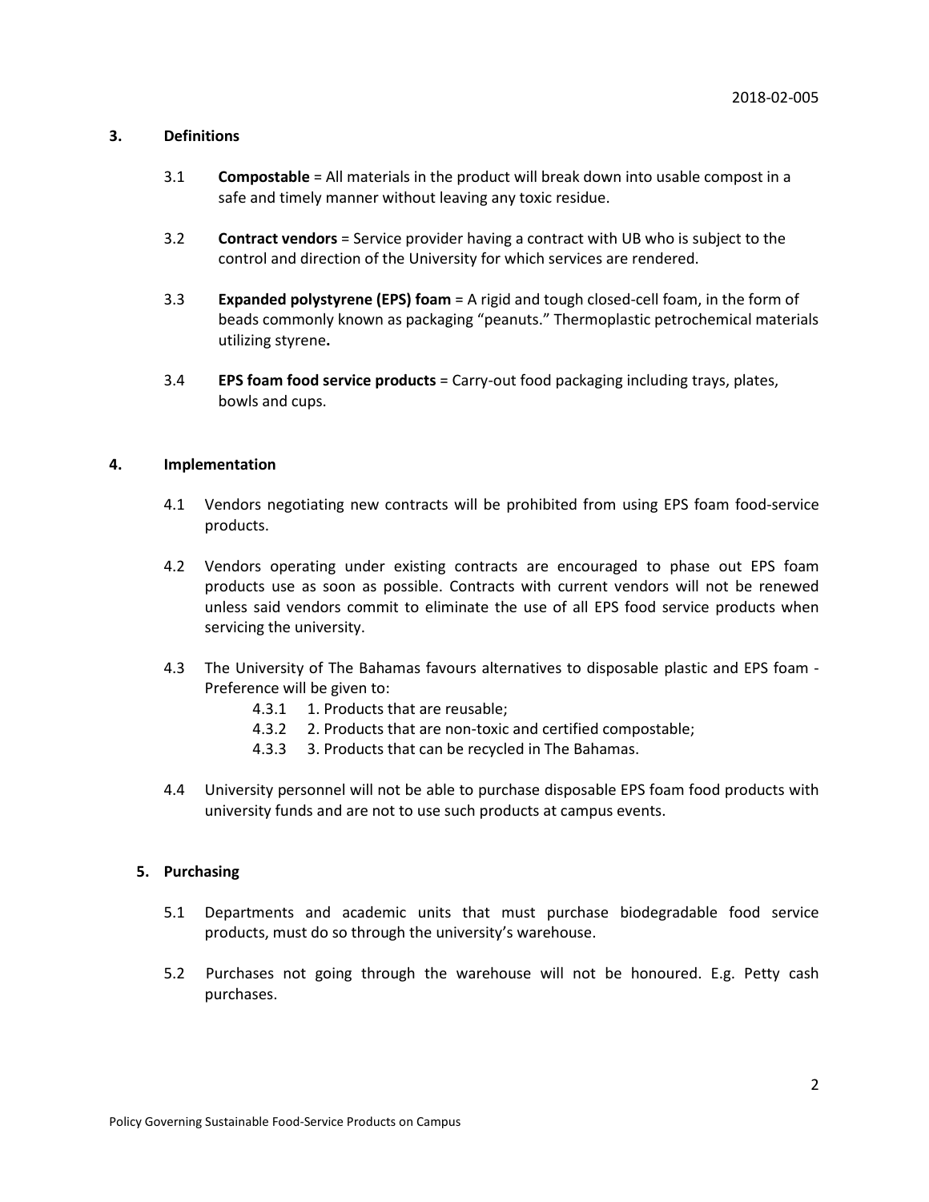## 3. Definitions

3.1 **Compostable** = All materials in the product will break down into usable compost in a safe and timely manner without leaving any toxic residue.

3.2 **Contract vendors** = Service provider having a contract with UB who is subject to the control and direction of the University for which services are rendered.

3.3 **Expanded polystyrene (EPS) foam** = A rigid and tough closed-cell foam, in the form of beads commonly known as packaging "peanuts." Thermoplastic petrochemical materials utilizing styrene**.**

3.4 **EPS foam food service products** = Carry-out food packaging including trays, plates, bowls and cups.

## 4. Implementation

4.1 Vendors negotiating new contracts will be prohibited from using EPS foam food-service products.

4.2 Vendors operating under existing contracts are encouraged to phase out EPS foam products use as soon as possible. Contracts with current vendors will not be renewed unless said vendors commit to eliminate the use of all EPS food service products when servicing the university.

4.3 The University of The Bahamas favours alternatives to disposable plastic and EPS foam - Preference will be given to:

- 4.3.1 1. Products that are reusable;
- 4.3.2 2. Products that are non-toxic and certified compostable;
- 4.3.3 3. Products that can be recycled in The Bahamas.

4.4 University personnel will not be able to purchase disposable EPS foam food products with university funds and are not to use such products at campus events.

## 5. Purchasing

5.1 Departments and academic units that must purchase biodegradable food service products, must do so through the university's warehouse.

5.2 Purchases not going through the warehouse will not be honoured. E.g. Petty cash purchases.